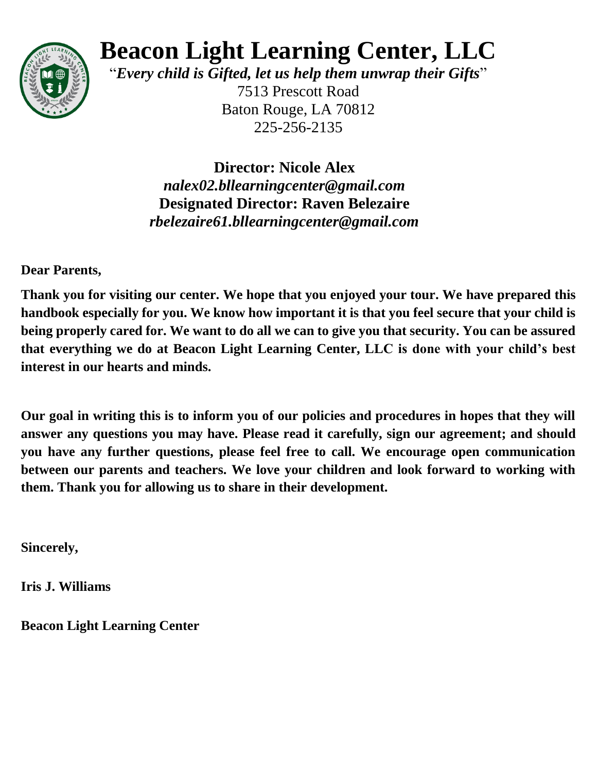# Beacon Light Learning Center, LLC

"***Every child is Gifted, let us help them unwrap their Gifts***"

7513 Prescott Road
Baton Rouge, LA 70812
225-256-2135

**Director: Nicole Alex**
***nalex02.bllearningcenter@gmail.com***
**Designated Director: Raven Belezaire**
***rbelezaire61.bllearningcenter@gmail.com***

**Dear Parents,**

**Thank you for visiting our center. We hope that you enjoyed your tour. We have prepared this handbook especially for you. We know how important it is that you feel secure that your child is being properly cared for. We want to do all we can to give you that security. You can be assured that everything we do at Beacon Light Learning Center, LLC is done with your child's best interest in our hearts and minds.**

**Our goal in writing this is to inform you of our policies and procedures in hopes that they will answer any questions you may have. Please read it carefully, sign our agreement; and should you have any further questions, please feel free to call. We encourage open communication between our parents and teachers. We love your children and look forward to working with them. Thank you for allowing us to share in their development.**

**Sincerely,**

**Iris J. Williams**

**Beacon Light Learning Center**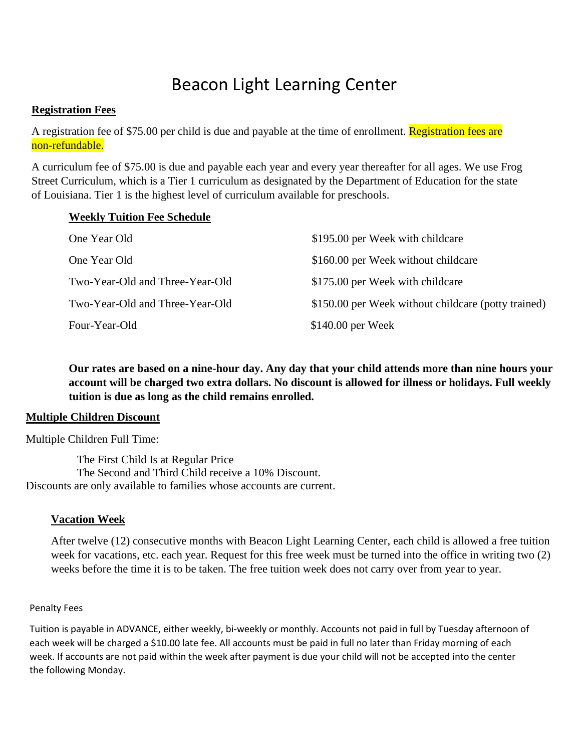# Beacon Light Learning Center

**Registration Fees**

A registration fee of $75.00 per child is due and payable at the time of enrollment. Registration fees are non-refundable.

A curriculum fee of $75.00 is due and payable each year and every year thereafter for all ages. We use Frog Street Curriculum, which is a Tier 1 curriculum as designated by the Department of Education for the state of Louisiana. Tier 1 is the highest level of curriculum available for preschools.

**Weekly Tuition Fee Schedule**

| | |
|---|---|
| One Year Old | $195.00 per Week with childcare |
| One Year Old | $160.00 per Week without childcare |
| Two-Year-Old and Three-Year-Old | $175.00 per Week with childcare |
| Two-Year-Old and Three-Year-Old | $150.00 per Week without childcare (potty trained) |
| Four-Year-Old | $140.00 per Week |

**Our rates are based on a nine-hour day. Any day that your child attends more than nine hours your account will be charged two extra dollars. No discount is allowed for illness or holidays. Full weekly tuition is due as long as the child remains enrolled.**

**Multiple Children Discount**

Multiple Children Full Time:

The First Child Is at Regular Price
The Second and Third Child receive a 10% Discount.
Discounts are only available to families whose accounts are current.

**Vacation Week**

After twelve (12) consecutive months with Beacon Light Learning Center, each child is allowed a free tuition week for vacations, etc. each year. Request for this free week must be turned into the office in writing two (2) weeks before the time it is to be taken. The free tuition week does not carry over from year to year.

Penalty Fees

Tuition is payable in ADVANCE, either weekly, bi-weekly or monthly. Accounts not paid in full by Tuesday afternoon of each week will be charged a $10.00 late fee. All accounts must be paid in full no later than Friday morning of each week. If accounts are not paid within the week after payment is due your child will not be accepted into the center the following Monday.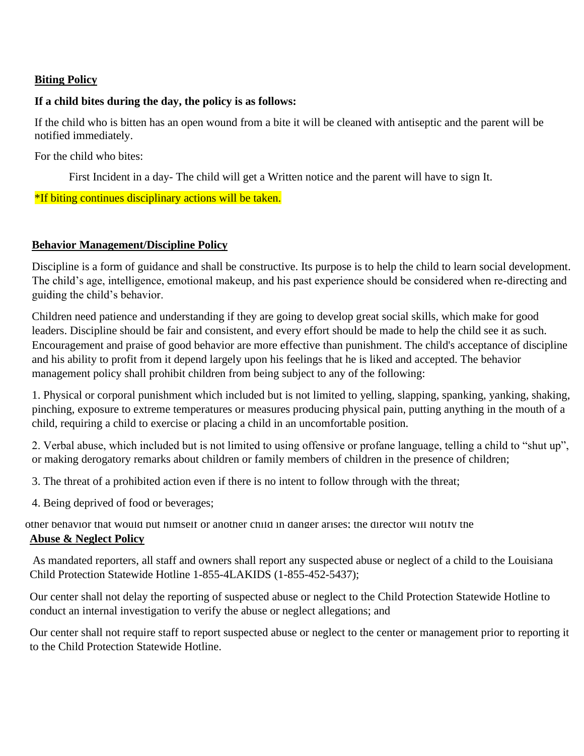**Biting Policy**

**If a child bites during the day, the policy is as follows:**

If the child who is bitten has an open wound from a bite it will be cleaned with antiseptic and the parent will be notified immediately.

For the child who bites:

First Incident in a day- The child will get a Written notice and the parent will have to sign It.

*If biting continues disciplinary actions will be taken.

**Behavior Management/Discipline Policy**

Discipline is a form of guidance and shall be constructive. Its purpose is to help the child to learn social development. The child's age, intelligence, emotional makeup, and his past experience should be considered when re-directing and guiding the child's behavior.

Children need patience and understanding if they are going to develop great social skills, which make for good leaders. Discipline should be fair and consistent, and every effort should be made to help the child see it as such. Encouragement and praise of good behavior are more effective than punishment. The child's acceptance of discipline and his ability to profit from it depend largely upon his feelings that he is liked and accepted. The behavior management policy shall prohibit children from being subject to any of the following:

1. Physical or corporal punishment which included but is not limited to yelling, slapping, spanking, yanking, shaking, pinching, exposure to extreme temperatures or measures producing physical pain, putting anything in the mouth of a child, requiring a child to exercise or placing a child in an uncomfortable position.

2. Verbal abuse, which included but is not limited to using offensive or profane language, telling a child to "shut up", or making derogatory remarks about children or family members of children in the presence of children;

3. The threat of a prohibited action even if there is no intent to follow through with the threat;

4. Being deprived of food or beverages;

other behavior that would put himself or another child in danger arises; the director will notify the

**Abuse & Neglect Policy**

As mandated reporters, all staff and owners shall report any suspected abuse or neglect of a child to the Louisiana Child Protection Statewide Hotline 1-855-4LAKIDS (1-855-452-5437);

Our center shall not delay the reporting of suspected abuse or neglect to the Child Protection Statewide Hotline to conduct an internal investigation to verify the abuse or neglect allegations; and

Our center shall not require staff to report suspected abuse or neglect to the center or management prior to reporting it to the Child Protection Statewide Hotline.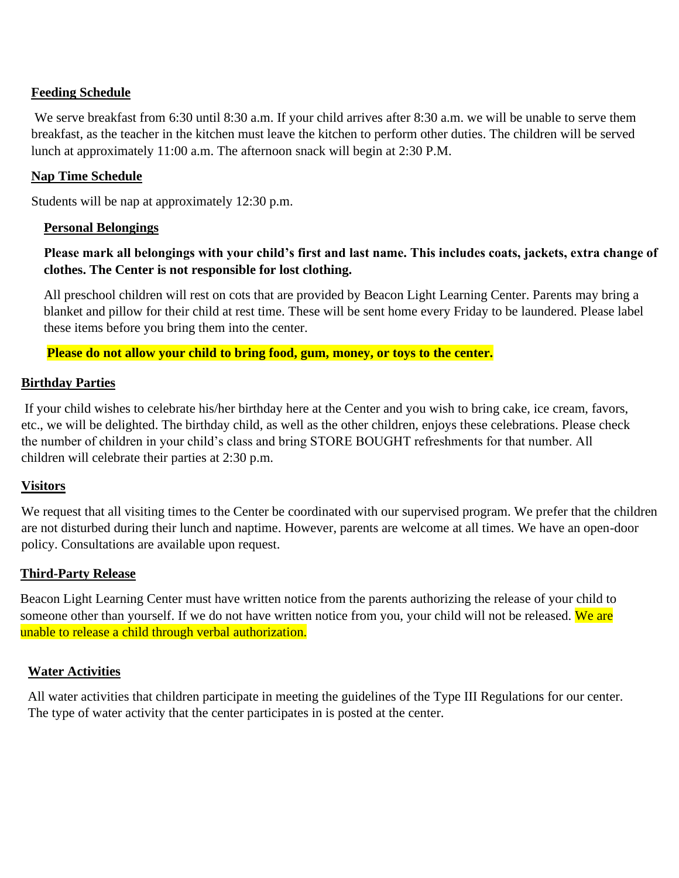## Feeding Schedule

We serve breakfast from 6:30 until 8:30 a.m. If your child arrives after 8:30 a.m. we will be unable to serve them breakfast, as the teacher in the kitchen must leave the kitchen to perform other duties. The children will be served lunch at approximately 11:00 a.m. The afternoon snack will begin at 2:30 P.M.

## Nap Time Schedule

Students will be nap at approximately 12:30 p.m.

## Personal Belongings

**Please mark all belongings with your child's first and last name. This includes coats, jackets, extra change of clothes. The Center is not responsible for lost clothing.**

All preschool children will rest on cots that are provided by Beacon Light Learning Center. Parents may bring a blanket and pillow for their child at rest time. These will be sent home every Friday to be laundered. Please label these items before you bring them into the center.

**Please do not allow your child to bring food, gum, money, or toys to the center.**

## Birthday Parties

If your child wishes to celebrate his/her birthday here at the Center and you wish to bring cake, ice cream, favors, etc., we will be delighted. The birthday child, as well as the other children, enjoys these celebrations. Please check the number of children in your child's class and bring STORE BOUGHT refreshments for that number. All children will celebrate their parties at 2:30 p.m.

## Visitors

We request that all visiting times to the Center be coordinated with our supervised program. We prefer that the children are not disturbed during their lunch and naptime. However, parents are welcome at all times. We have an open-door policy. Consultations are available upon request.

## Third-Party Release

Beacon Light Learning Center must have written notice from the parents authorizing the release of your child to someone other than yourself. If we do not have written notice from you, your child will not be released. We are unable to release a child through verbal authorization.

## Water Activities

All water activities that children participate in meeting the guidelines of the Type III Regulations for our center. The type of water activity that the center participates in is posted at the center.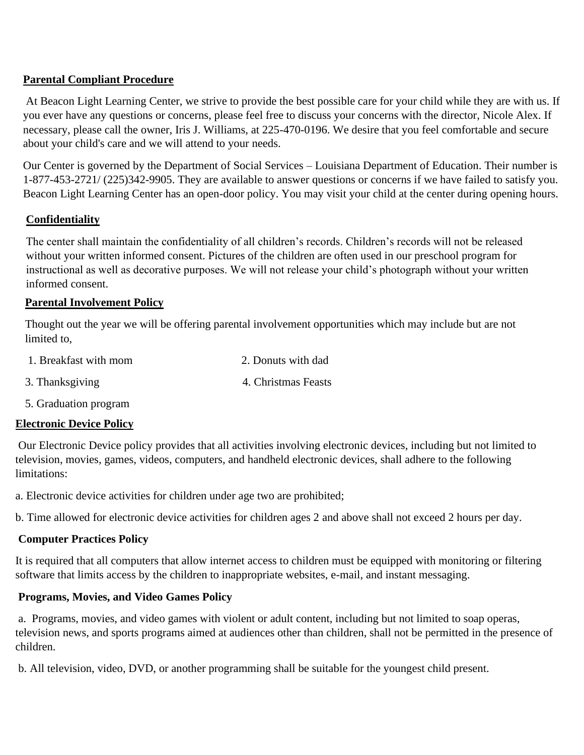## Parental Compliant Procedure

At Beacon Light Learning Center, we strive to provide the best possible care for your child while they are with us. If you ever have any questions or concerns, please feel free to discuss your concerns with the director, Nicole Alex. If necessary, please call the owner, Iris J. Williams, at 225-470-0196. We desire that you feel comfortable and secure about your child's care and we will attend to your needs.

Our Center is governed by the Department of Social Services – Louisiana Department of Education. Their number is 1-877-453-2721/ (225)342-9905. They are available to answer questions or concerns if we have failed to satisfy you. Beacon Light Learning Center has an open-door policy. You may visit your child at the center during opening hours.

## Confidentiality

The center shall maintain the confidentiality of all children's records. Children's records will not be released without your written informed consent. Pictures of the children are often used in our preschool program for instructional as well as decorative purposes. We will not release your child's photograph without your written informed consent.

## Parental Involvement Policy

Thought out the year we will be offering parental involvement opportunities which may include but are not limited to,

1. Breakfast with mom
2. Donuts with dad
3. Thanksgiving
4. Christmas Feasts
5. Graduation program

## Electronic Device Policy

Our Electronic Device policy provides that all activities involving electronic devices, including but not limited to television, movies, games, videos, computers, and handheld electronic devices, shall adhere to the following limitations:

a. Electronic device activities for children under age two are prohibited;

b. Time allowed for electronic device activities for children ages 2 and above shall not exceed 2 hours per day.

## Computer Practices Policy

It is required that all computers that allow internet access to children must be equipped with monitoring or filtering software that limits access by the children to inappropriate websites, e-mail, and instant messaging.

## Programs, Movies, and Video Games Policy

a. Programs, movies, and video games with violent or adult content, including but not limited to soap operas, television news, and sports programs aimed at audiences other than children, shall not be permitted in the presence of children.

b. All television, video, DVD, or another programming shall be suitable for the youngest child present.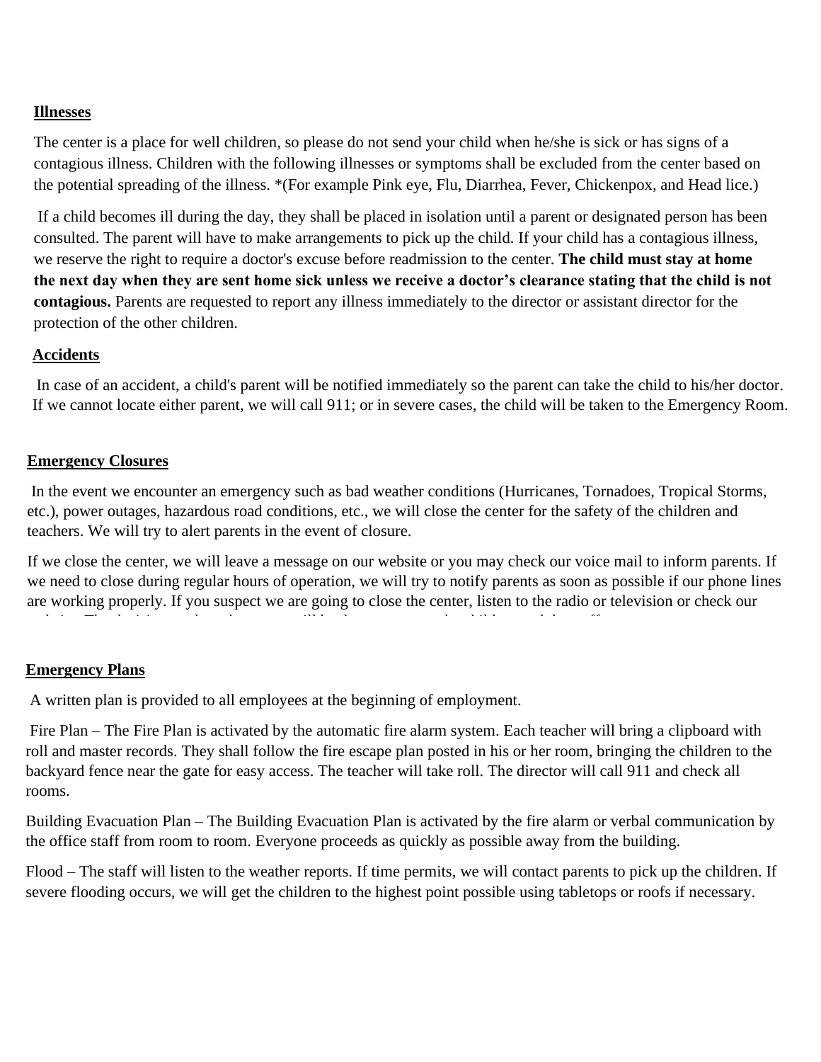**Illnesses**

The center is a place for well children, so please do not send your child when he/she is sick or has signs of a contagious illness. Children with the following illnesses or symptoms shall be excluded from the center based on the potential spreading of the illness. *(For example Pink eye, Flu, Diarrhea, Fever, Chickenpox, and Head lice.)

If a child becomes ill during the day, they shall be placed in isolation until a parent or designated person has been consulted. The parent will have to make arrangements to pick up the child. If your child has a contagious illness, we reserve the right to require a doctor's excuse before readmission to the center. **The child must stay at home the next day when they are sent home sick unless we receive a doctor's clearance stating that the child is not contagious.** Parents are requested to report any illness immediately to the director or assistant director for the protection of the other children.

**Accidents**

In case of an accident, a child's parent will be notified immediately so the parent can take the child to his/her doctor. If we cannot locate either parent, we will call 911; or in severe cases, the child will be taken to the Emergency Room.

**Emergency Closures**

In the event we encounter an emergency such as bad weather conditions (Hurricanes, Tornadoes, Tropical Storms, etc.), power outages, hazardous road conditions, etc., we will close the center for the safety of the children and teachers. We will try to alert parents in the event of closure.

If we close the center, we will leave a message on our website or you may check our voice mail to inform parents. If we need to close during regular hours of operation, we will try to notify parents as soon as possible if our phone lines are working properly. If you suspect we are going to close the center, listen to the radio or television or check our

**Emergency Plans**

A written plan is provided to all employees at the beginning of employment.

Fire Plan – The Fire Plan is activated by the automatic fire alarm system. Each teacher will bring a clipboard with roll and master records. They shall follow the fire escape plan posted in his or her room, bringing the children to the backyard fence near the gate for easy access. The teacher will take roll. The director will call 911 and check all rooms.

Building Evacuation Plan – The Building Evacuation Plan is activated by the fire alarm or verbal communication by the office staff from room to room. Everyone proceeds as quickly as possible away from the building.

Flood – The staff will listen to the weather reports. If time permits, we will contact parents to pick up the children. If severe flooding occurs, we will get the children to the highest point possible using tabletops or roofs if necessary.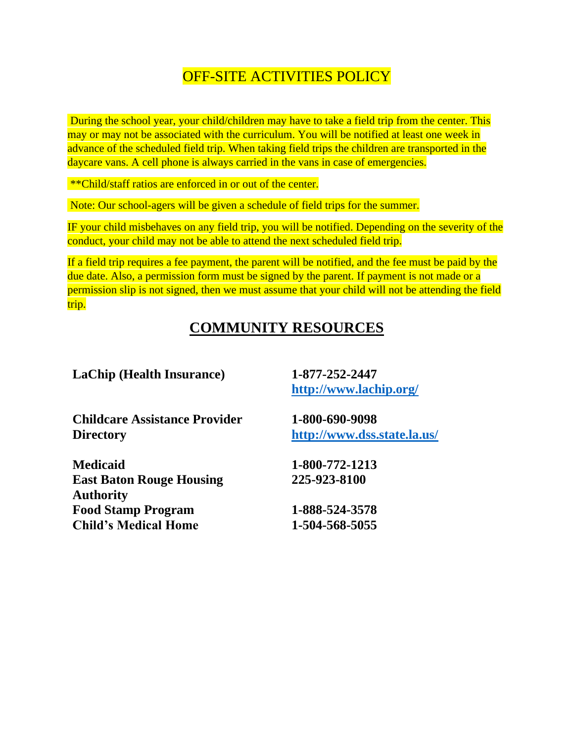# OFF-SITE ACTIVITIES POLICY

During the school year, your child/children may have to take a field trip from the center. This may or may not be associated with the curriculum. You will be notified at least one week in advance of the scheduled field trip. When taking field trips the children are transported in the daycare vans. A cell phone is always carried in the vans in case of emergencies.

**Child/staff ratios are enforced in or out of the center.

Note: Our school-agers will be given a schedule of field trips for the summer.

IF your child misbehaves on any field trip, you will be notified. Depending on the severity of the conduct, your child may not be able to attend the next scheduled field trip.

If a field trip requires a fee payment, the parent will be notified, and the fee must be paid by the due date. Also, a permission form must be signed by the parent. If payment is not made or a permission slip is not signed, then we must assume that your child will not be attending the field trip.

## COMMUNITY RESOURCES

| | |
|---|---|
| **LaChip (Health Insurance)** | **1-877-252-2447** **http://www.lachip.org/** |
| **Childcare Assistance Provider Directory** | **1-800-690-9098** **http://www.dss.state.la.us/** |
| **Medicaid** | **1-800-772-1213** |
| **East Baton Rouge Housing Authority** | **225-923-8100** |
| **Food Stamp Program** | **1-888-524-3578** |
| **Child's Medical Home** | **1-504-568-5055** |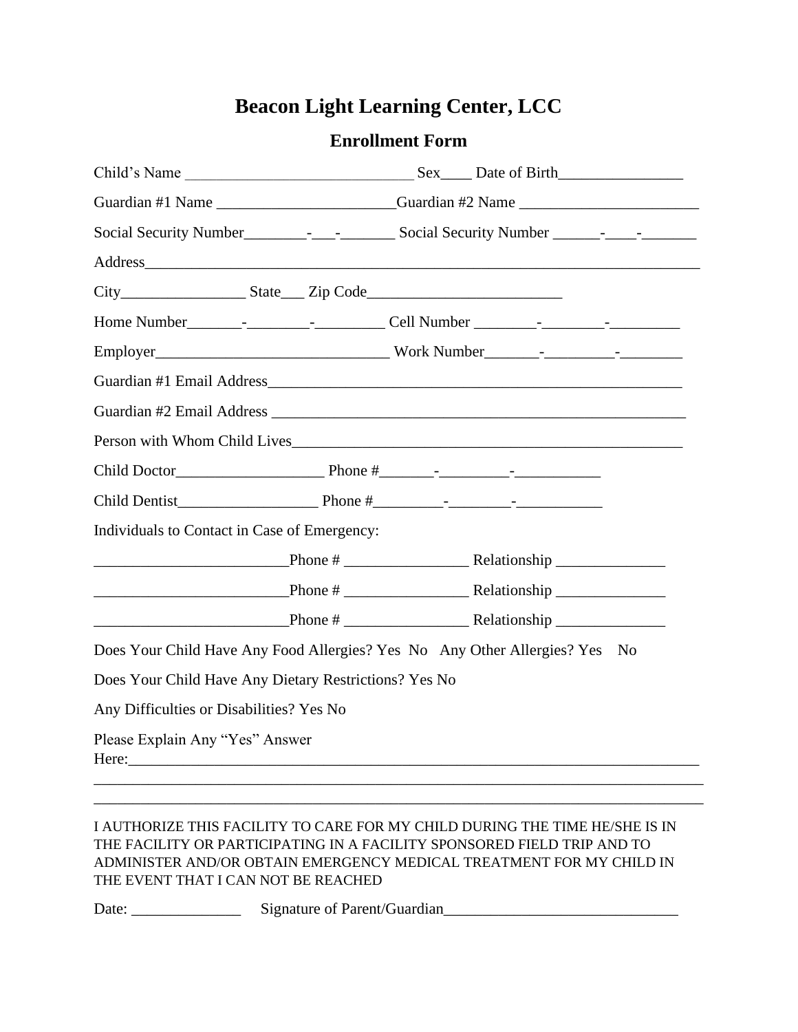# Beacon Light Learning Center, LCC

## Enrollment Form

Child's Name ______________________________ Sex____ Date of Birth________________

Guardian #1 Name _______________________Guardian #2 Name _______________________

Social Security Number________-___-_______ Social Security Number ______-____-_______

Address_________________________________________________________________________

City________________ State___ Zip Code_________________________

Home Number_______-________-_________ Cell Number ________-________-_________

Employer______________________________ Work Number_______-_________-________

Guardian #1 Email Address_____________________________________________________

Guardian #2 Email Address _____________________________________________________

Person with Whom Child Lives___________________________________________________

Child Doctor___________________ Phone #_______-_________-___________

Child Dentist__________________ Phone #_________-________-___________

Individuals to Contact in Case of Emergency:

_________________________Phone # ________________ Relationship ______________

_________________________Phone # ________________ Relationship ______________

_________________________Phone # ________________ Relationship ______________

Does Your Child Have Any Food Allergies? Yes No Any Other Allergies? Yes No

Does Your Child Have Any Dietary Restrictions? Yes No

Any Difficulties or Disabilities? Yes No

Please Explain Any "Yes" Answer Here:_____________________________________________________________________________

_______________________________________________________________________________

_______________________________________________________________________________

I AUTHORIZE THIS FACILITY TO CARE FOR MY CHILD DURING THE TIME HE/SHE IS IN THE FACILITY OR PARTICIPATING IN A FACILITY SPONSORED FIELD TRIP AND TO ADMINISTER AND/OR OBTAIN EMERGENCY MEDICAL TREATMENT FOR MY CHILD IN THE EVENT THAT I CAN NOT BE REACHED

Date: ______________ Signature of Parent/Guardian______________________________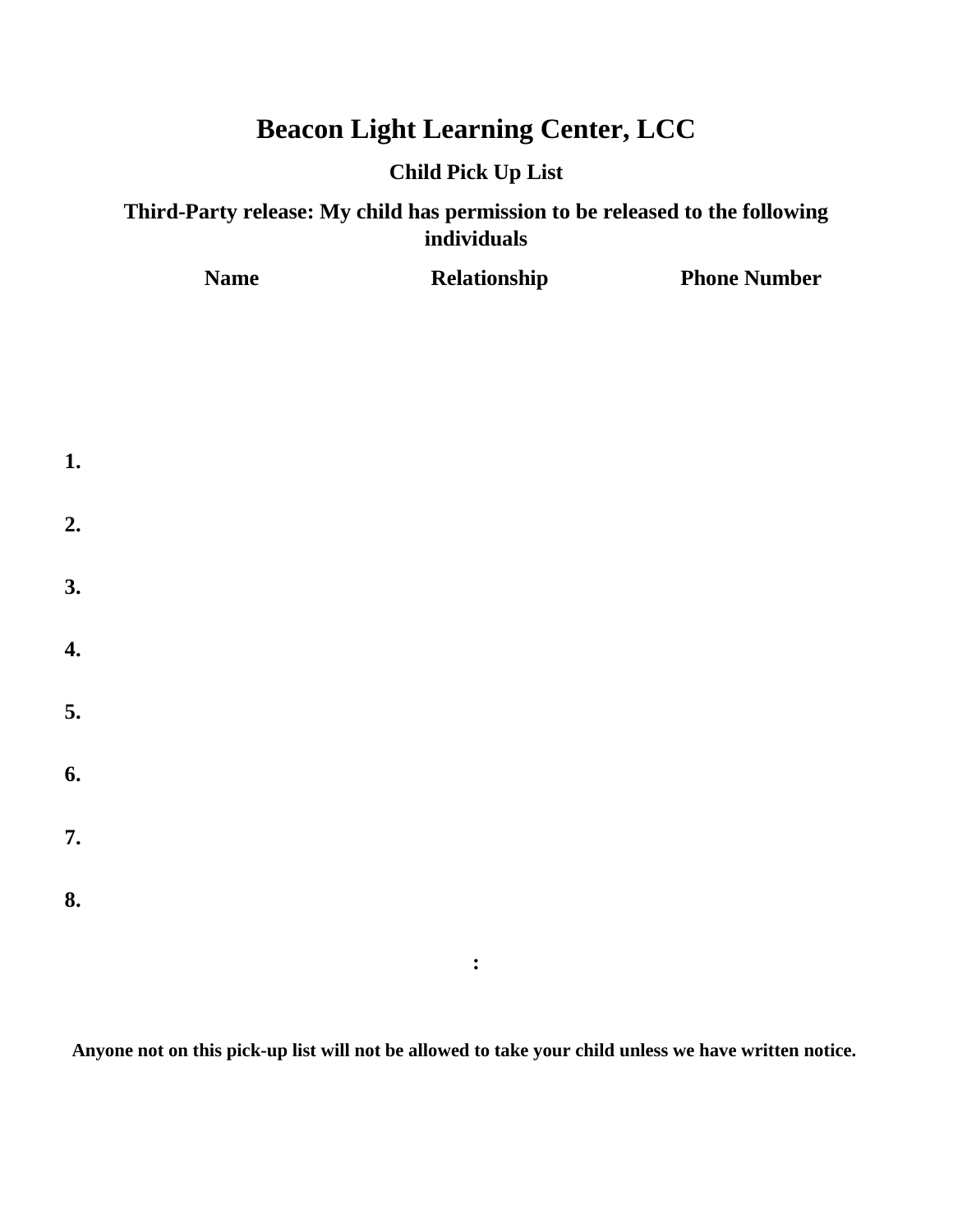# Beacon Light Learning Center, LCC

## Child Pick Up List

### Third-Party release: My child has permission to be released to the following individuals

| | Name | Relationship | Phone Number |
|---|---|---|---|
| **1.** | | | |
| **2.** | | | |
| **3.** | | | |
| **4.** | | | |
| **5.** | | | |
| **6.** | | | |
| **7.** | | | |
| **8.** | | | |

**:**

**Anyone not on this pick-up list will not be allowed to take your child unless we have written notice.**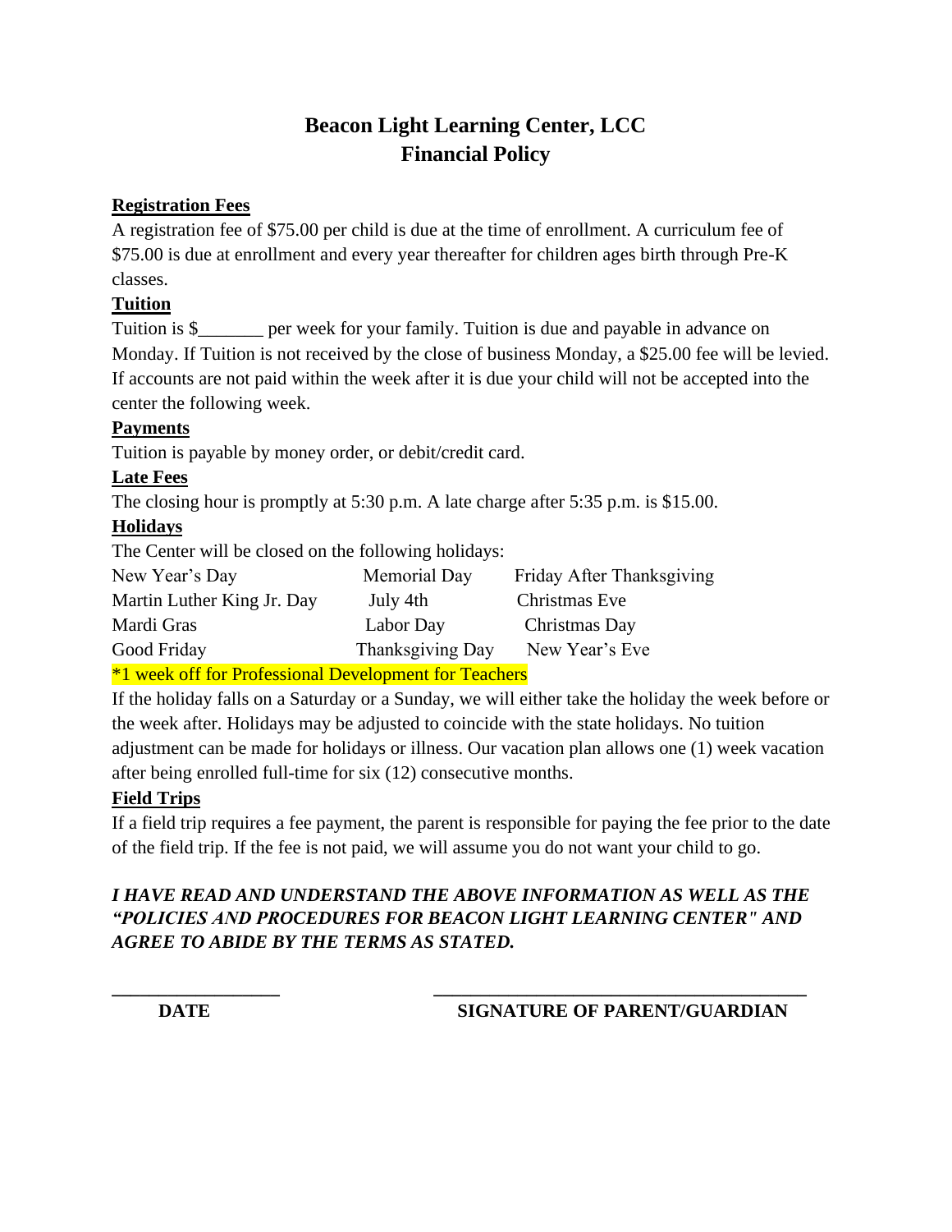# Beacon Light Learning Center, LCC
# Financial Policy

**Registration Fees**

A registration fee of $75.00 per child is due at the time of enrollment. A curriculum fee of $75.00 is due at enrollment and every year thereafter for children ages birth through Pre-K classes.

**Tuition**

Tuition is $_______ per week for your family. Tuition is due and payable in advance on Monday. If Tuition is not received by the close of business Monday, a $25.00 fee will be levied. If accounts are not paid within the week after it is due your child will not be accepted into the center the following week.

**Payments**

Tuition is payable by money order, or debit/credit card.

**Late Fees**

The closing hour is promptly at 5:30 p.m. A late charge after 5:35 p.m. is $15.00.

**Holidays**

The Center will be closed on the following holidays:

| | | |
|---|---|---|
| New Year's Day | Memorial Day | Friday After Thanksgiving |
| Martin Luther King Jr. Day | July 4th | Christmas Eve |
| Mardi Gras | Labor Day | Christmas Day |
| Good Friday | Thanksgiving Day | New Year's Eve |

*1 week off for Professional Development for Teachers

If the holiday falls on a Saturday or a Sunday, we will either take the holiday the week before or the week after. Holidays may be adjusted to coincide with the state holidays. No tuition adjustment can be made for holidays or illness. Our vacation plan allows one (1) week vacation after being enrolled full-time for six (12) consecutive months.

**Field Trips**

If a field trip requires a fee payment, the parent is responsible for paying the fee prior to the date of the field trip. If the fee is not paid, we will assume you do not want your child to go.

***I HAVE READ AND UNDERSTAND THE ABOVE INFORMATION AS WELL AS THE "POLICIES AND PROCEDURES FOR BEACON LIGHT LEARNING CENTER" AND AGREE TO ABIDE BY THE TERMS AS STATED.***

__________________ ________________________________________

**DATE** **SIGNATURE OF PARENT/GUARDIAN**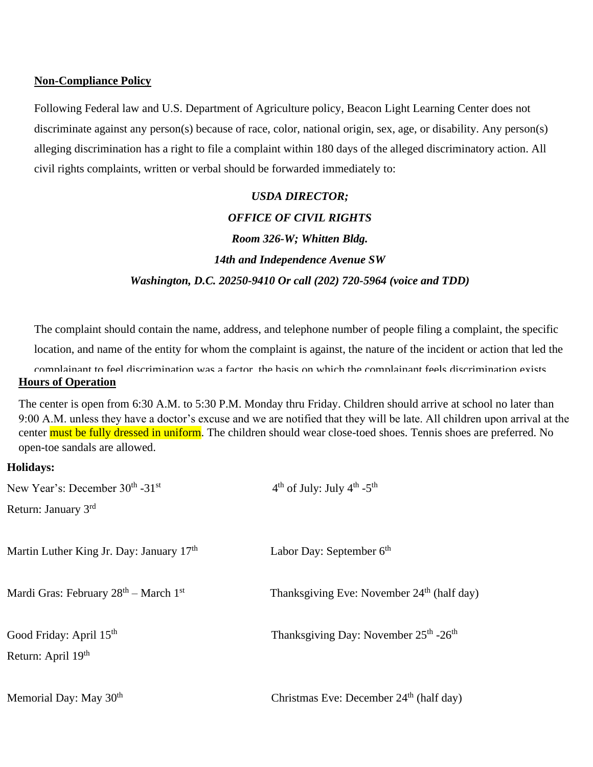**Non-Compliance Policy**

Following Federal law and U.S. Department of Agriculture policy, Beacon Light Learning Center does not discriminate against any person(s) because of race, color, national origin, sex, age, or disability. Any person(s) alleging discrimination has a right to file a complaint within 180 days of the alleged discriminatory action. All civil rights complaints, written or verbal should be forwarded immediately to:

*USDA DIRECTOR;*

*OFFICE OF CIVIL RIGHTS*

*Room 326-W; Whitten Bldg.*

*14th and Independence Avenue SW*

*Washington, D.C. 20250-9410 Or call (202) 720-5964 (voice and TDD)*

The complaint should contain the name, address, and telephone number of people filing a complaint, the specific location, and name of the entity for whom the complaint is against, the nature of the incident or action that led the complainant to feel discrimination was a factor, the basis on which the complainant feels discrimination exists

**Hours of Operation**

The center is open from 6:30 A.M. to 5:30 P.M. Monday thru Friday. Children should arrive at school no later than 9:00 A.M. unless they have a doctor's excuse and we are notified that they will be late. All children upon arrival at the center must be fully dressed in uniform. The children should wear close-toed shoes. Tennis shoes are preferred. No open-toe sandals are allowed.

**Holidays:**

New Year's: December 30th -31st
Return: January 3rd

Martin Luther King Jr. Day: January 17th

Mardi Gras: February 28th – March 1st

Good Friday: April 15th
Return: April 19th

Memorial Day: May 30th

4th of July: July 4th -5th

Labor Day: September 6th

Thanksgiving Eve: November 24th (half day)

Thanksgiving Day: November 25th -26th

Christmas Eve: December 24th (half day)